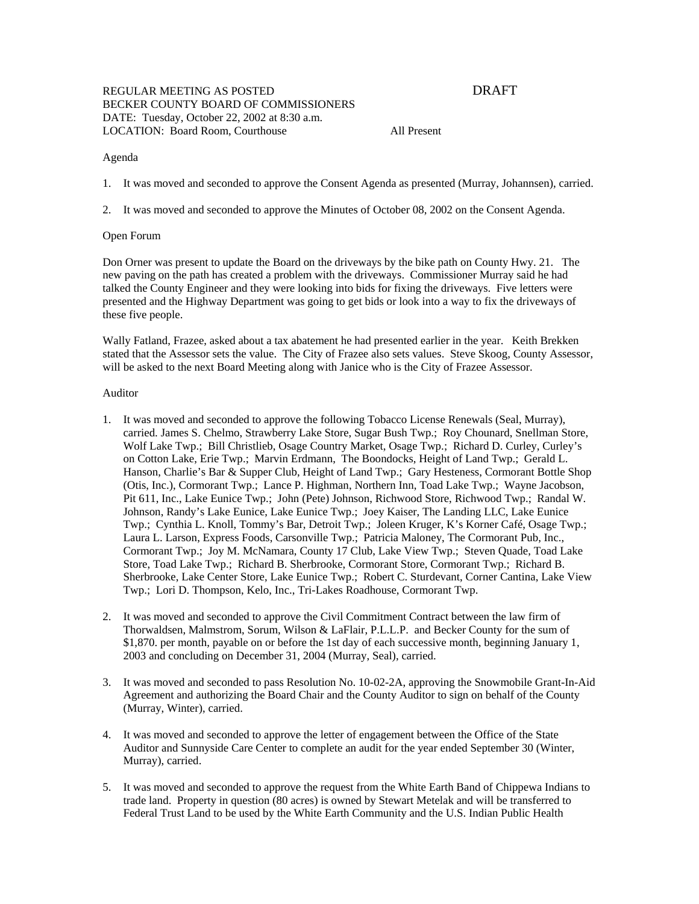REGULAR MEETING AS POSTED                                DRAFT
BECKER COUNTY BOARD OF COMMISSIONERS
DATE: Tuesday, October 22, 2002 at 8:30 a.m.
LOCATION: Board Room, Courthouse                All Present

Agenda

1. It was moved and seconded to approve the Consent Agenda as presented (Murray, Johannsen), carried.

2. It was moved and seconded to approve the Minutes of October 08, 2002 on the Consent Agenda.

Open Forum

Don Orner was present to update the Board on the driveways by the bike path on County Hwy. 21. The new paving on the path has created a problem with the driveways. Commissioner Murray said he had talked the County Engineer and they were looking into bids for fixing the driveways. Five letters were presented and the Highway Department was going to get bids or look into a way to fix the driveways of these five people.

Wally Fatland, Frazee, asked about a tax abatement he had presented earlier in the year. Keith Brekken stated that the Assessor sets the value. The City of Frazee also sets values. Steve Skoog, County Assessor, will be asked to the next Board Meeting along with Janice who is the City of Frazee Assessor.

Auditor

1. It was moved and seconded to approve the following Tobacco License Renewals (Seal, Murray), carried. James S. Chelmo, Strawberry Lake Store, Sugar Bush Twp.; Roy Chounard, Snellman Store, Wolf Lake Twp.; Bill Christlieb, Osage Country Market, Osage Twp.; Richard D. Curley, Curley's on Cotton Lake, Erie Twp.; Marvin Erdmann, The Boondocks, Height of Land Twp.; Gerald L. Hanson, Charlie's Bar & Supper Club, Height of Land Twp.; Gary Hesteness, Cormorant Bottle Shop (Otis, Inc.), Cormorant Twp.; Lance P. Highman, Northern Inn, Toad Lake Twp.; Wayne Jacobson, Pit 611, Inc., Lake Eunice Twp.; John (Pete) Johnson, Richwood Store, Richwood Twp.; Randal W. Johnson, Randy's Lake Eunice, Lake Eunice Twp.; Joey Kaiser, The Landing LLC, Lake Eunice Twp.; Cynthia L. Knoll, Tommy's Bar, Detroit Twp.; Joleen Kruger, K's Korner Café, Osage Twp.; Laura L. Larson, Express Foods, Carsonville Twp.; Patricia Maloney, The Cormorant Pub, Inc., Cormorant Twp.; Joy M. McNamara, County 17 Club, Lake View Twp.; Steven Quade, Toad Lake Store, Toad Lake Twp.; Richard B. Sherbrooke, Cormorant Store, Cormorant Twp.; Richard B. Sherbrooke, Lake Center Store, Lake Eunice Twp.; Robert C. Sturdevant, Corner Cantina, Lake View Twp.; Lori D. Thompson, Kelo, Inc., Tri-Lakes Roadhouse, Cormorant Twp.

2. It was moved and seconded to approve the Civil Commitment Contract between the law firm of Thorwaldsen, Malmstrom, Sorum, Wilson & LaFlair, P.L.L.P. and Becker County for the sum of $1,870. per month, payable on or before the 1st day of each successive month, beginning January 1, 2003 and concluding on December 31, 2004 (Murray, Seal), carried.

3. It was moved and seconded to pass Resolution No. 10-02-2A, approving the Snowmobile Grant-In-Aid Agreement and authorizing the Board Chair and the County Auditor to sign on behalf of the County (Murray, Winter), carried.

4. It was moved and seconded to approve the letter of engagement between the Office of the State Auditor and Sunnyside Care Center to complete an audit for the year ended September 30 (Winter, Murray), carried.

5. It was moved and seconded to approve the request from the White Earth Band of Chippewa Indians to trade land. Property in question (80 acres) is owned by Stewart Metelak and will be transferred to Federal Trust Land to be used by the White Earth Community and the U.S. Indian Public Health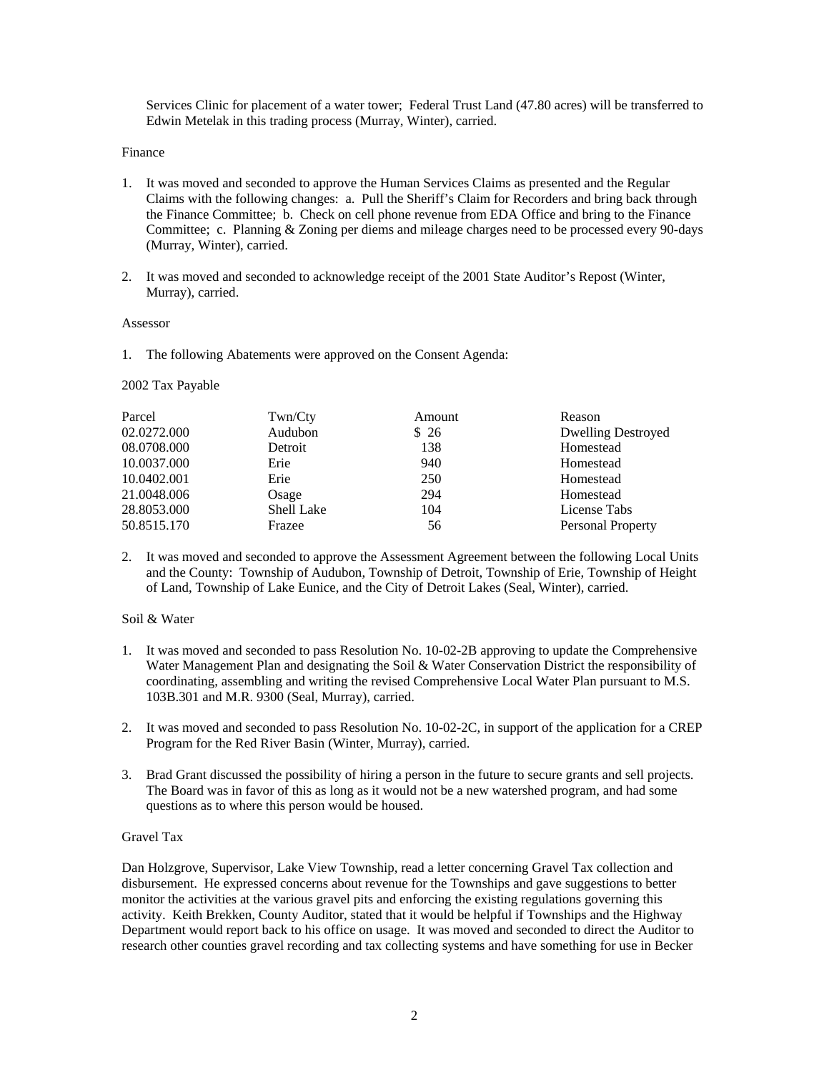Services Clinic for placement of a water tower; Federal Trust Land (47.80 acres) will be transferred to Edwin Metelak in this trading process (Murray, Winter), carried.

Finance

1. It was moved and seconded to approve the Human Services Claims as presented and the Regular Claims with the following changes: a. Pull the Sheriff's Claim for Recorders and bring back through the Finance Committee; b. Check on cell phone revenue from EDA Office and bring to the Finance Committee; c. Planning & Zoning per diems and mileage charges need to be processed every 90-days (Murray, Winter), carried.

2. It was moved and seconded to acknowledge receipt of the 2001 State Auditor's Repost (Winter, Murray), carried.

Assessor

1. The following Abatements were approved on the Consent Agenda:

2002 Tax Payable

| Parcel | Twn/Cty | Amount | Reason |
|---|---|---|---|
| 02.0272.000 | Audubon | $ 26 | Dwelling Destroyed |
| 08.0708.000 | Detroit | 138 | Homestead |
| 10.0037.000 | Erie | 940 | Homestead |
| 10.0402.001 | Erie | 250 | Homestead |
| 21.0048.006 | Osage | 294 | Homestead |
| 28.8053.000 | Shell Lake | 104 | License Tabs |
| 50.8515.170 | Frazee | 56 | Personal Property |

2. It was moved and seconded to approve the Assessment Agreement between the following Local Units and the County: Township of Audubon, Township of Detroit, Township of Erie, Township of Height of Land, Township of Lake Eunice, and the City of Detroit Lakes (Seal, Winter), carried.

Soil & Water

1. It was moved and seconded to pass Resolution No. 10-02-2B approving to update the Comprehensive Water Management Plan and designating the Soil & Water Conservation District the responsibility of coordinating, assembling and writing the revised Comprehensive Local Water Plan pursuant to M.S. 103B.301 and M.R. 9300 (Seal, Murray), carried.

2. It was moved and seconded to pass Resolution No. 10-02-2C, in support of the application for a CREP Program for the Red River Basin (Winter, Murray), carried.

3. Brad Grant discussed the possibility of hiring a person in the future to secure grants and sell projects. The Board was in favor of this as long as it would not be a new watershed program, and had some questions as to where this person would be housed.

Gravel Tax

Dan Holzgrove, Supervisor, Lake View Township, read a letter concerning Gravel Tax collection and disbursement. He expressed concerns about revenue for the Townships and gave suggestions to better monitor the activities at the various gravel pits and enforcing the existing regulations governing this activity. Keith Brekken, County Auditor, stated that it would be helpful if Townships and the Highway Department would report back to his office on usage. It was moved and seconded to direct the Auditor to research other counties gravel recording and tax collecting systems and have something for use in Becker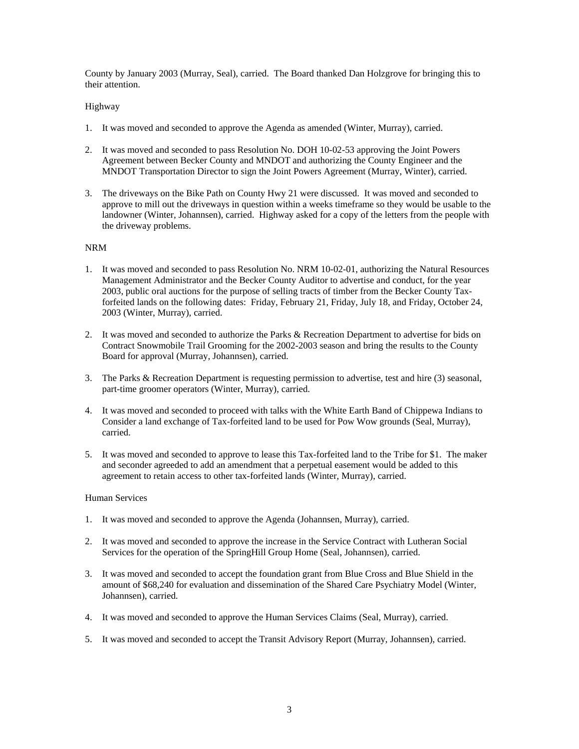County by January 2003 (Murray, Seal), carried. The Board thanked Dan Holzgrove for bringing this to their attention.

Highway

1. It was moved and seconded to approve the Agenda as amended (Winter, Murray), carried.

2. It was moved and seconded to pass Resolution No. DOH 10-02-53 approving the Joint Powers Agreement between Becker County and MNDOT and authorizing the County Engineer and the MNDOT Transportation Director to sign the Joint Powers Agreement (Murray, Winter), carried.

3. The driveways on the Bike Path on County Hwy 21 were discussed. It was moved and seconded to approve to mill out the driveways in question within a weeks timeframe so they would be usable to the landowner (Winter, Johannsen), carried. Highway asked for a copy of the letters from the people with the driveway problems.

NRM

1. It was moved and seconded to pass Resolution No. NRM 10-02-01, authorizing the Natural Resources Management Administrator and the Becker County Auditor to advertise and conduct, for the year 2003, public oral auctions for the purpose of selling tracts of timber from the Becker County Tax-forfeited lands on the following dates: Friday, February 21, Friday, July 18, and Friday, October 24, 2003 (Winter, Murray), carried.

2. It was moved and seconded to authorize the Parks & Recreation Department to advertise for bids on Contract Snowmobile Trail Grooming for the 2002-2003 season and bring the results to the County Board for approval (Murray, Johannsen), carried.

3. The Parks & Recreation Department is requesting permission to advertise, test and hire (3) seasonal, part-time groomer operators (Winter, Murray), carried.

4. It was moved and seconded to proceed with talks with the White Earth Band of Chippewa Indians to Consider a land exchange of Tax-forfeited land to be used for Pow Wow grounds (Seal, Murray), carried.

5. It was moved and seconded to approve to lease this Tax-forfeited land to the Tribe for $1. The maker and seconder agreeded to add an amendment that a perpetual easement would be added to this agreement to retain access to other tax-forfeited lands (Winter, Murray), carried.

Human Services

1. It was moved and seconded to approve the Agenda (Johannsen, Murray), carried.

2. It was moved and seconded to approve the increase in the Service Contract with Lutheran Social Services for the operation of the SpringHill Group Home (Seal, Johannsen), carried.

3. It was moved and seconded to accept the foundation grant from Blue Cross and Blue Shield in the amount of $68,240 for evaluation and dissemination of the Shared Care Psychiatry Model (Winter, Johannsen), carried.

4. It was moved and seconded to approve the Human Services Claims (Seal, Murray), carried.

5. It was moved and seconded to accept the Transit Advisory Report (Murray, Johannsen), carried.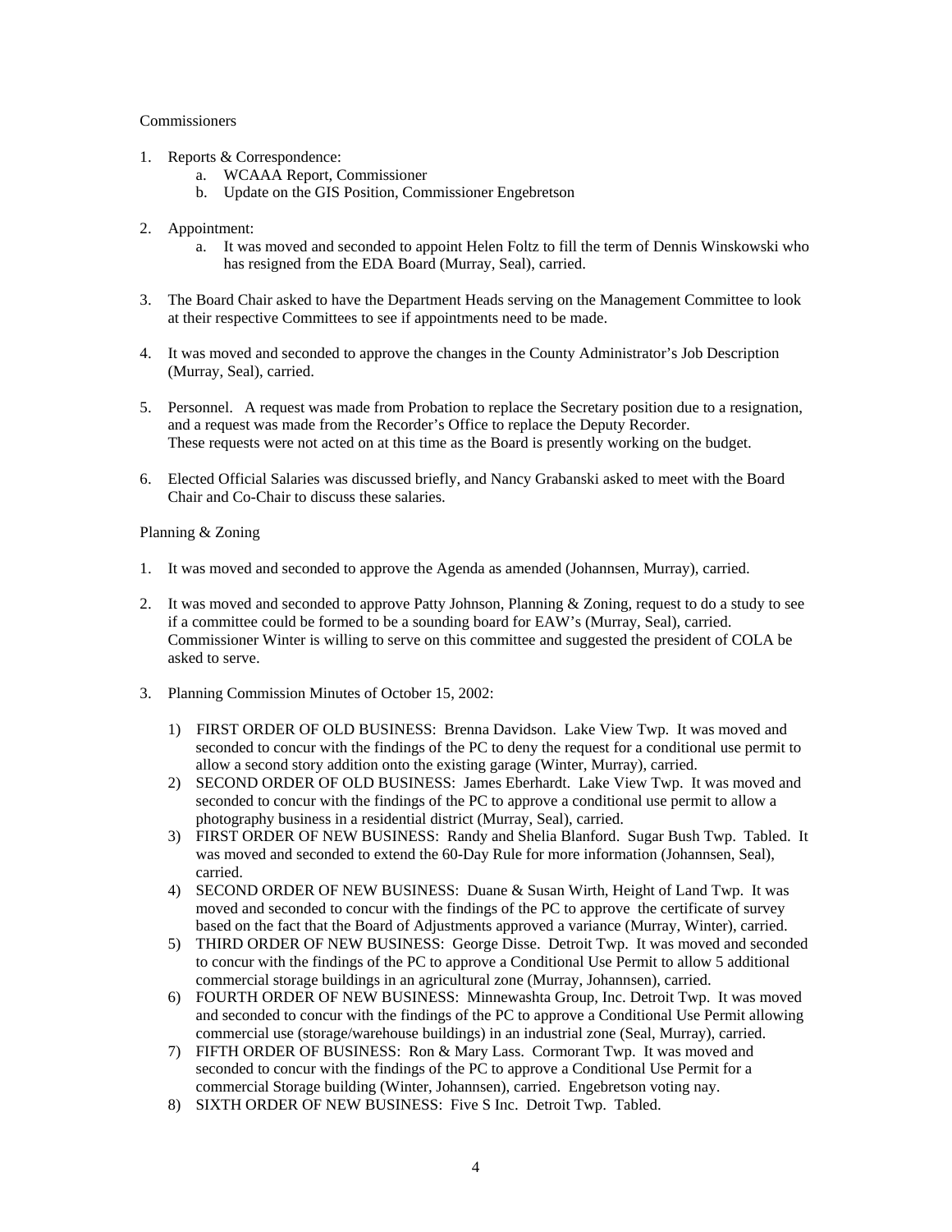Commissioners

1. Reports & Correspondence:
    a. WCAAA Report, Commissioner
    b. Update on the GIS Position, Commissioner Engebretson

2. Appointment:
    a. It was moved and seconded to appoint Helen Foltz to fill the term of Dennis Winskowski who has resigned from the EDA Board (Murray, Seal), carried.

3. The Board Chair asked to have the Department Heads serving on the Management Committee to look at their respective Committees to see if appointments need to be made.

4. It was moved and seconded to approve the changes in the County Administrator's Job Description (Murray, Seal), carried.

5. Personnel. A request was made from Probation to replace the Secretary position due to a resignation, and a request was made from the Recorder's Office to replace the Deputy Recorder. These requests were not acted on at this time as the Board is presently working on the budget.

6. Elected Official Salaries was discussed briefly, and Nancy Grabanski asked to meet with the Board Chair and Co-Chair to discuss these salaries.

Planning & Zoning

1. It was moved and seconded to approve the Agenda as amended (Johannsen, Murray), carried.

2. It was moved and seconded to approve Patty Johnson, Planning & Zoning, request to do a study to see if a committee could be formed to be a sounding board for EAW's (Murray, Seal), carried. Commissioner Winter is willing to serve on this committee and suggested the president of COLA be asked to serve.

3. Planning Commission Minutes of October 15, 2002:

    1) FIRST ORDER OF OLD BUSINESS: Brenna Davidson. Lake View Twp. It was moved and seconded to concur with the findings of the PC to deny the request for a conditional use permit to allow a second story addition onto the existing garage (Winter, Murray), carried.
    2) SECOND ORDER OF OLD BUSINESS: James Eberhardt. Lake View Twp. It was moved and seconded to concur with the findings of the PC to approve a conditional use permit to allow a photography business in a residential district (Murray, Seal), carried.
    3) FIRST ORDER OF NEW BUSINESS: Randy and Shelia Blanford. Sugar Bush Twp. Tabled. It was moved and seconded to extend the 60-Day Rule for more information (Johannsen, Seal), carried.
    4) SECOND ORDER OF NEW BUSINESS: Duane & Susan Wirth, Height of Land Twp. It was moved and seconded to concur with the findings of the PC to approve the certificate of survey based on the fact that the Board of Adjustments approved a variance (Murray, Winter), carried.
    5) THIRD ORDER OF NEW BUSINESS: George Disse. Detroit Twp. It was moved and seconded to concur with the findings of the PC to approve a Conditional Use Permit to allow 5 additional commercial storage buildings in an agricultural zone (Murray, Johannsen), carried.
    6) FOURTH ORDER OF NEW BUSINESS: Minnewashta Group, Inc. Detroit Twp. It was moved and seconded to concur with the findings of the PC to approve a Conditional Use Permit allowing commercial use (storage/warehouse buildings) in an industrial zone (Seal, Murray), carried.
    7) FIFTH ORDER OF BUSINESS: Ron & Mary Lass. Cormorant Twp. It was moved and seconded to concur with the findings of the PC to approve a Conditional Use Permit for a commercial Storage building (Winter, Johannsen), carried. Engebretson voting nay.
    8) SIXTH ORDER OF NEW BUSINESS: Five S Inc. Detroit Twp. Tabled.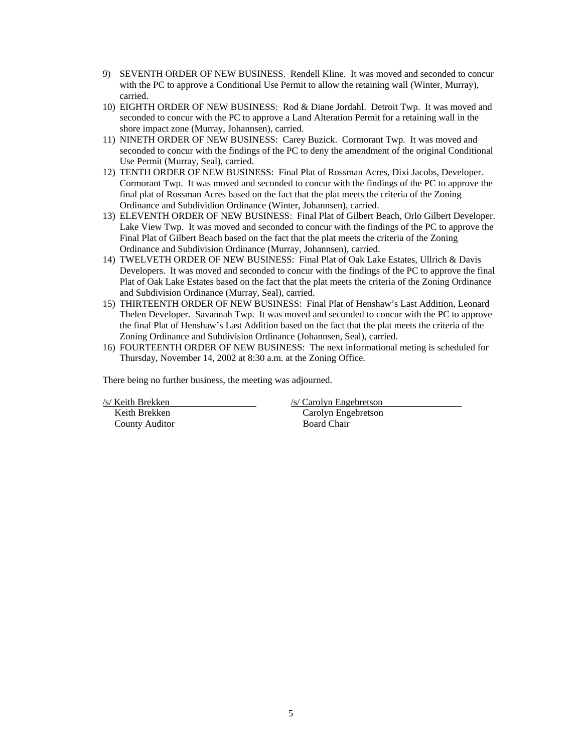9) SEVENTH ORDER OF NEW BUSINESS. Rendell Kline. It was moved and seconded to concur with the PC to approve a Conditional Use Permit to allow the retaining wall (Winter, Murray), carried.
10) EIGHTH ORDER OF NEW BUSINESS: Rod & Diane Jordahl. Detroit Twp. It was moved and seconded to concur with the PC to approve a Land Alteration Permit for a retaining wall in the shore impact zone (Murray, Johannsen), carried.
11) NINETH ORDER OF NEW BUSINESS: Carey Buzick. Cormorant Twp. It was moved and seconded to concur with the findings of the PC to deny the amendment of the original Conditional Use Permit (Murray, Seal), carried.
12) TENTH ORDER OF NEW BUSINESS: Final Plat of Rossman Acres, Dixi Jacobs, Developer. Cormorant Twp. It was moved and seconded to concur with the findings of the PC to approve the final plat of Rossman Acres based on the fact that the plat meets the criteria of the Zoning Ordinance and Subdividion Ordinance (Winter, Johannsen), carried.
13) ELEVENTH ORDER OF NEW BUSINESS: Final Plat of Gilbert Beach, Orlo Gilbert Developer. Lake View Twp. It was moved and seconded to concur with the findings of the PC to approve the Final Plat of Gilbert Beach based on the fact that the plat meets the criteria of the Zoning Ordinance and Subdivision Ordinance (Murray, Johannsen), carried.
14) TWELVETH ORDER OF NEW BUSINESS: Final Plat of Oak Lake Estates, Ullrich & Davis Developers. It was moved and seconded to concur with the findings of the PC to approve the final Plat of Oak Lake Estates based on the fact that the plat meets the criteria of the Zoning Ordinance and Subdivision Ordinance (Murray, Seal), carried.
15) THIRTEENTH ORDER OF NEW BUSINESS: Final Plat of Henshaw's Last Addition, Leonard Thelen Developer. Savannah Twp. It was moved and seconded to concur with the PC to approve the final Plat of Henshaw's Last Addition based on the fact that the plat meets the criteria of the Zoning Ordinance and Subdivision Ordinance (Johannsen, Seal), carried.
16) FOURTEENTH ORDER OF NEW BUSINESS: The next informational meting is scheduled for Thursday, November 14, 2002 at 8:30 a.m. at the Zoning Office.

There being no further business, the meeting was adjourned.

/s/ Keith Brekken
Keith Brekken
County Auditor

/s/ Carolyn Engebretson
Carolyn Engebretson
Board Chair